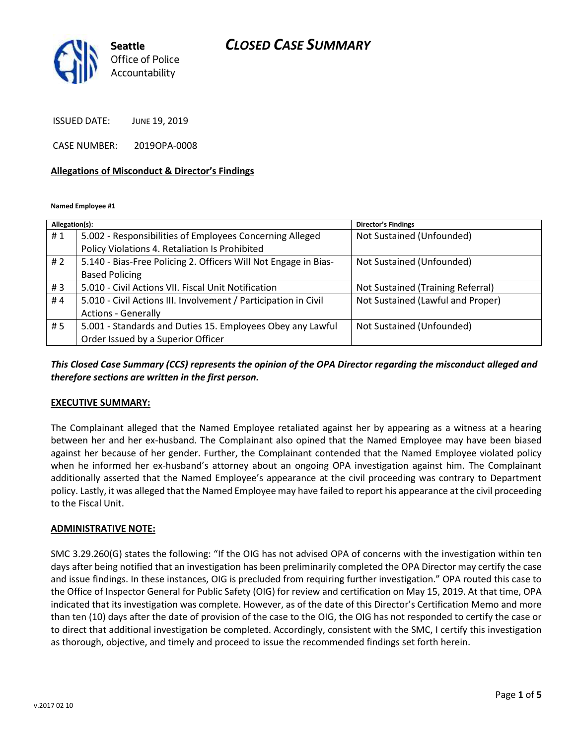Seattle Office of Police Accountability

# CLOSED CASE SUMMARY

ISSUED DATE: JUNE 19, 2019

CASE NUMBER: 2019OPA-0008

**Allegations of Misconduct & Director's Findings**

**Named Employee #1**

| Allegation(s): | | Director's Findings |
|---|---|---|
| # 1 | 5.002 - Responsibilities of Employees Concerning Alleged Policy Violations 4. Retaliation Is Prohibited | Not Sustained (Unfounded) |
| # 2 | 5.140 - Bias-Free Policing 2. Officers Will Not Engage in Bias-Based Policing | Not Sustained (Unfounded) |
| # 3 | 5.010 - Civil Actions VII. Fiscal Unit Notification | Not Sustained (Training Referral) |
| # 4 | 5.010 - Civil Actions III. Involvement / Participation in Civil Actions - Generally | Not Sustained (Lawful and Proper) |
| # 5 | 5.001 - Standards and Duties 15. Employees Obey any Lawful Order Issued by a Superior Officer | Not Sustained (Unfounded) |

***This Closed Case Summary (CCS) represents the opinion of the OPA Director regarding the misconduct alleged and therefore sections are written in the first person.***

**EXECUTIVE SUMMARY:**

The Complainant alleged that the Named Employee retaliated against her by appearing as a witness at a hearing between her and her ex-husband. The Complainant also opined that the Named Employee may have been biased against her because of her gender. Further, the Complainant contended that the Named Employee violated policy when he informed her ex-husband's attorney about an ongoing OPA investigation against him. The Complainant additionally asserted that the Named Employee's appearance at the civil proceeding was contrary to Department policy. Lastly, it was alleged that the Named Employee may have failed to report his appearance at the civil proceeding to the Fiscal Unit.

**ADMINISTRATIVE NOTE:**

SMC 3.29.260(G) states the following: "If the OIG has not advised OPA of concerns with the investigation within ten days after being notified that an investigation has been preliminarily completed the OPA Director may certify the case and issue findings. In these instances, OIG is precluded from requiring further investigation." OPA routed this case to the Office of Inspector General for Public Safety (OIG) for review and certification on May 15, 2019. At that time, OPA indicated that its investigation was complete. However, as of the date of this Director's Certification Memo and more than ten (10) days after the date of provision of the case to the OIG, the OIG has not responded to certify the case or to direct that additional investigation be completed. Accordingly, consistent with the SMC, I certify this investigation as thorough, objective, and timely and proceed to issue the recommended findings set forth herein.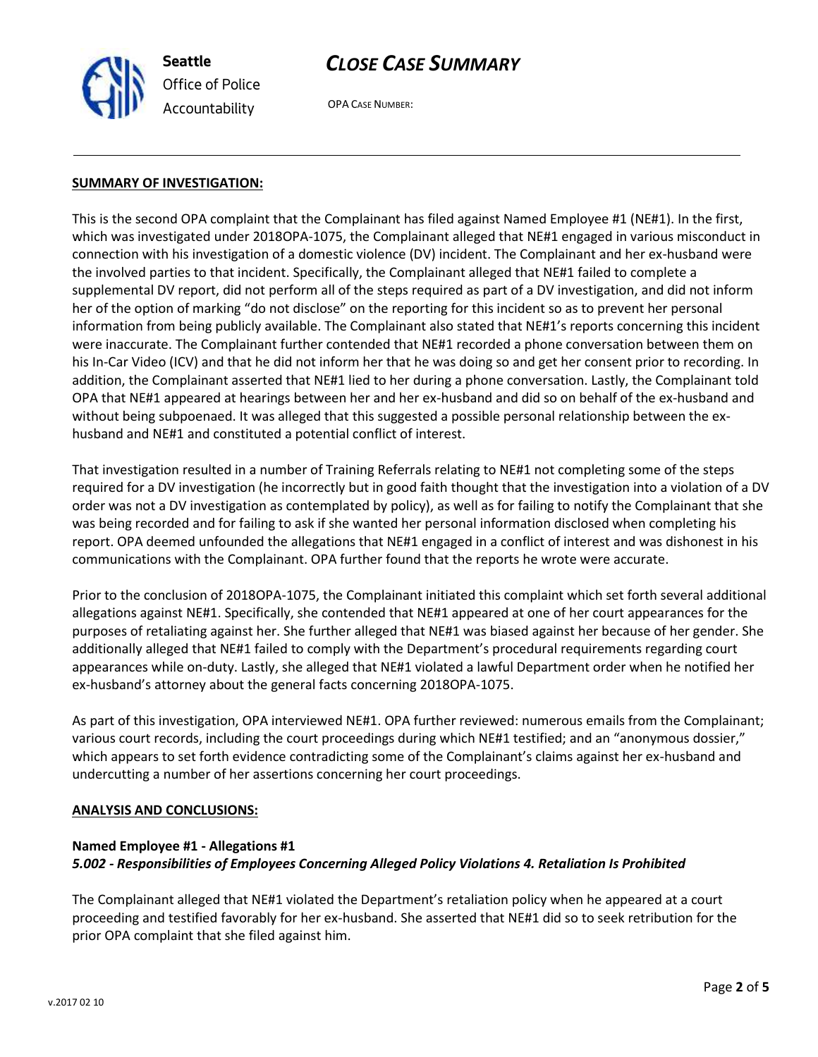## SUMMARY OF INVESTIGATION:

This is the second OPA complaint that the Complainant has filed against Named Employee #1 (NE#1). In the first, which was investigated under 2018OPA-1075, the Complainant alleged that NE#1 engaged in various misconduct in connection with his investigation of a domestic violence (DV) incident. The Complainant and her ex-husband were the involved parties to that incident. Specifically, the Complainant alleged that NE#1 failed to complete a supplemental DV report, did not perform all of the steps required as part of a DV investigation, and did not inform her of the option of marking "do not disclose" on the reporting for this incident so as to prevent her personal information from being publicly available. The Complainant also stated that NE#1's reports concerning this incident were inaccurate. The Complainant further contended that NE#1 recorded a phone conversation between them on his In-Car Video (ICV) and that he did not inform her that he was doing so and get her consent prior to recording. In addition, the Complainant asserted that NE#1 lied to her during a phone conversation. Lastly, the Complainant told OPA that NE#1 appeared at hearings between her and her ex-husband and did so on behalf of the ex-husband and without being subpoenaed. It was alleged that this suggested a possible personal relationship between the ex-husband and NE#1 and constituted a potential conflict of interest.

That investigation resulted in a number of Training Referrals relating to NE#1 not completing some of the steps required for a DV investigation (he incorrectly but in good faith thought that the investigation into a violation of a DV order was not a DV investigation as contemplated by policy), as well as for failing to notify the Complainant that she was being recorded and for failing to ask if she wanted her personal information disclosed when completing his report. OPA deemed unfounded the allegations that NE#1 engaged in a conflict of interest and was dishonest in his communications with the Complainant. OPA further found that the reports he wrote were accurate.

Prior to the conclusion of 2018OPA-1075, the Complainant initiated this complaint which set forth several additional allegations against NE#1. Specifically, she contended that NE#1 appeared at one of her court appearances for the purposes of retaliating against her. She further alleged that NE#1 was biased against her because of her gender. She additionally alleged that NE#1 failed to comply with the Department's procedural requirements regarding court appearances while on-duty. Lastly, she alleged that NE#1 violated a lawful Department order when he notified her ex-husband's attorney about the general facts concerning 2018OPA-1075.

As part of this investigation, OPA interviewed NE#1. OPA further reviewed: numerous emails from the Complainant; various court records, including the court proceedings during which NE#1 testified; and an "anonymous dossier," which appears to set forth evidence contradicting some of the Complainant's claims against her ex-husband and undercutting a number of her assertions concerning her court proceedings.

## ANALYSIS AND CONCLUSIONS:

**Named Employee #1 - Allegations #1**
***5.002 - Responsibilities of Employees Concerning Alleged Policy Violations 4. Retaliation Is Prohibited***

The Complainant alleged that NE#1 violated the Department's retaliation policy when he appeared at a court proceeding and testified favorably for her ex-husband. She asserted that NE#1 did so to seek retribution for the prior OPA complaint that she filed against him.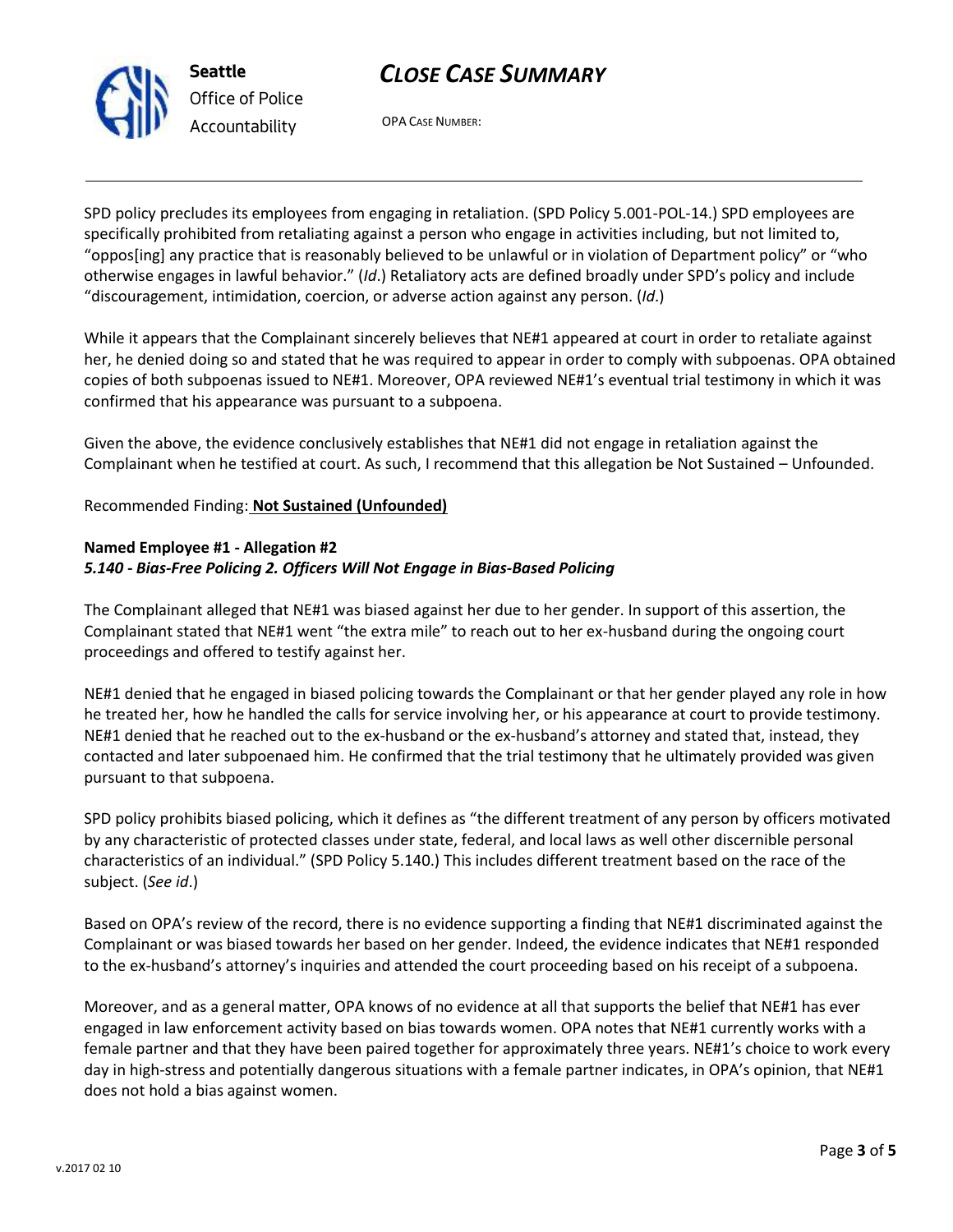SPD policy precludes its employees from engaging in retaliation. (SPD Policy 5.001-POL-14.) SPD employees are specifically prohibited from retaliating against a person who engage in activities including, but not limited to, "oppos[ing] any practice that is reasonably believed to be unlawful or in violation of Department policy" or "who otherwise engages in lawful behavior." (*Id*.) Retaliatory acts are defined broadly under SPD's policy and include "discouragement, intimidation, coercion, or adverse action against any person. (*Id*.)

While it appears that the Complainant sincerely believes that NE#1 appeared at court in order to retaliate against her, he denied doing so and stated that he was required to appear in order to comply with subpoenas. OPA obtained copies of both subpoenas issued to NE#1. Moreover, OPA reviewed NE#1's eventual trial testimony in which it was confirmed that his appearance was pursuant to a subpoena.

Given the above, the evidence conclusively establishes that NE#1 did not engage in retaliation against the Complainant when he testified at court. As such, I recommend that this allegation be Not Sustained – Unfounded.

Recommended Finding: **Not Sustained (Unfounded)**

**Named Employee #1 - Allegation #2**
***5.140 - Bias-Free Policing 2. Officers Will Not Engage in Bias-Based Policing***

The Complainant alleged that NE#1 was biased against her due to her gender. In support of this assertion, the Complainant stated that NE#1 went "the extra mile" to reach out to her ex-husband during the ongoing court proceedings and offered to testify against her.

NE#1 denied that he engaged in biased policing towards the Complainant or that her gender played any role in how he treated her, how he handled the calls for service involving her, or his appearance at court to provide testimony. NE#1 denied that he reached out to the ex-husband or the ex-husband's attorney and stated that, instead, they contacted and later subpoenaed him. He confirmed that the trial testimony that he ultimately provided was given pursuant to that subpoena.

SPD policy prohibits biased policing, which it defines as "the different treatment of any person by officers motivated by any characteristic of protected classes under state, federal, and local laws as well other discernible personal characteristics of an individual." (SPD Policy 5.140.) This includes different treatment based on the race of the subject. (*See id*.)

Based on OPA's review of the record, there is no evidence supporting a finding that NE#1 discriminated against the Complainant or was biased towards her based on her gender. Indeed, the evidence indicates that NE#1 responded to the ex-husband's attorney's inquiries and attended the court proceeding based on his receipt of a subpoena.

Moreover, and as a general matter, OPA knows of no evidence at all that supports the belief that NE#1 has ever engaged in law enforcement activity based on bias towards women. OPA notes that NE#1 currently works with a female partner and that they have been paired together for approximately three years. NE#1's choice to work every day in high-stress and potentially dangerous situations with a female partner indicates, in OPA's opinion, that NE#1 does not hold a bias against women.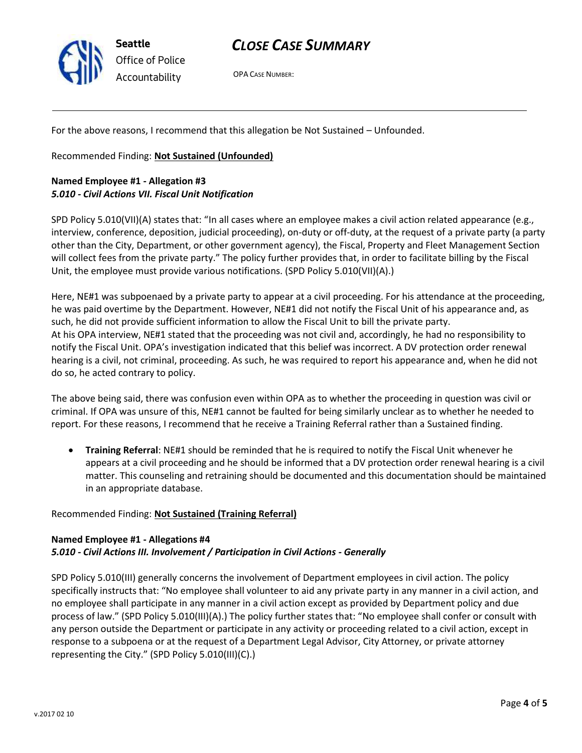For the above reasons, I recommend that this allegation be Not Sustained – Unfounded.

Recommended Finding: **Not Sustained (Unfounded)**

**Named Employee #1 - Allegation #3**
***5.010 - Civil Actions VII. Fiscal Unit Notification***

SPD Policy 5.010(VII)(A) states that: "In all cases where an employee makes a civil action related appearance (e.g., interview, conference, deposition, judicial proceeding), on-duty or off-duty, at the request of a private party (a party other than the City, Department, or other government agency), the Fiscal, Property and Fleet Management Section will collect fees from the private party." The policy further provides that, in order to facilitate billing by the Fiscal Unit, the employee must provide various notifications. (SPD Policy 5.010(VII)(A).)

Here, NE#1 was subpoenaed by a private party to appear at a civil proceeding. For his attendance at the proceeding, he was paid overtime by the Department. However, NE#1 did not notify the Fiscal Unit of his appearance and, as such, he did not provide sufficient information to allow the Fiscal Unit to bill the private party.
At his OPA interview, NE#1 stated that the proceeding was not civil and, accordingly, he had no responsibility to notify the Fiscal Unit. OPA's investigation indicated that this belief was incorrect. A DV protection order renewal hearing is a civil, not criminal, proceeding. As such, he was required to report his appearance and, when he did not do so, he acted contrary to policy.

The above being said, there was confusion even within OPA as to whether the proceeding in question was civil or criminal. If OPA was unsure of this, NE#1 cannot be faulted for being similarly unclear as to whether he needed to report. For these reasons, I recommend that he receive a Training Referral rather than a Sustained finding.

- **Training Referral**: NE#1 should be reminded that he is required to notify the Fiscal Unit whenever he appears at a civil proceeding and he should be informed that a DV protection order renewal hearing is a civil matter. This counseling and retraining should be documented and this documentation should be maintained in an appropriate database.

Recommended Finding: **Not Sustained (Training Referral)**

**Named Employee #1 - Allegations #4**
***5.010 - Civil Actions III. Involvement / Participation in Civil Actions - Generally***

SPD Policy 5.010(III) generally concerns the involvement of Department employees in civil action. The policy specifically instructs that: "No employee shall volunteer to aid any private party in any manner in a civil action, and no employee shall participate in any manner in a civil action except as provided by Department policy and due process of law." (SPD Policy 5.010(III)(A).) The policy further states that: "No employee shall confer or consult with any person outside the Department or participate in any activity or proceeding related to a civil action, except in response to a subpoena or at the request of a Department Legal Advisor, City Attorney, or private attorney representing the City." (SPD Policy 5.010(III)(C).)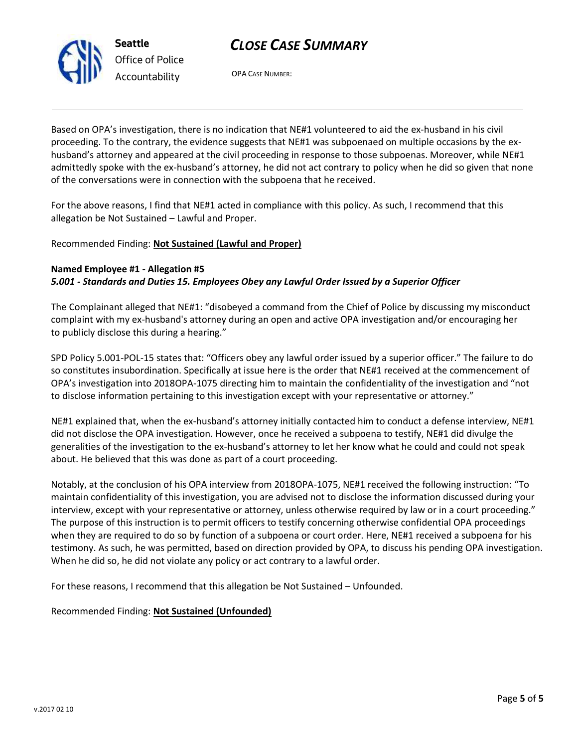Based on OPA's investigation, there is no indication that NE#1 volunteered to aid the ex-husband in his civil proceeding. To the contrary, the evidence suggests that NE#1 was subpoenaed on multiple occasions by the ex-husband's attorney and appeared at the civil proceeding in response to those subpoenas. Moreover, while NE#1 admittedly spoke with the ex-husband's attorney, he did not act contrary to policy when he did so given that none of the conversations were in connection with the subpoena that he received.

For the above reasons, I find that NE#1 acted in compliance with this policy. As such, I recommend that this allegation be Not Sustained – Lawful and Proper.

Recommended Finding: **Not Sustained (Lawful and Proper)**

**Named Employee #1 - Allegation #5**
***5.001 - Standards and Duties 15. Employees Obey any Lawful Order Issued by a Superior Officer***

The Complainant alleged that NE#1: "disobeyed a command from the Chief of Police by discussing my misconduct complaint with my ex-husband's attorney during an open and active OPA investigation and/or encouraging her to publicly disclose this during a hearing."

SPD Policy 5.001-POL-15 states that: "Officers obey any lawful order issued by a superior officer." The failure to do so constitutes insubordination. Specifically at issue here is the order that NE#1 received at the commencement of OPA's investigation into 2018OPA-1075 directing him to maintain the confidentiality of the investigation and "not to disclose information pertaining to this investigation except with your representative or attorney."

NE#1 explained that, when the ex-husband's attorney initially contacted him to conduct a defense interview, NE#1 did not disclose the OPA investigation. However, once he received a subpoena to testify, NE#1 did divulge the generalities of the investigation to the ex-husband's attorney to let her know what he could and could not speak about. He believed that this was done as part of a court proceeding.

Notably, at the conclusion of his OPA interview from 2018OPA-1075, NE#1 received the following instruction: "To maintain confidentiality of this investigation, you are advised not to disclose the information discussed during your interview, except with your representative or attorney, unless otherwise required by law or in a court proceeding." The purpose of this instruction is to permit officers to testify concerning otherwise confidential OPA proceedings when they are required to do so by function of a subpoena or court order. Here, NE#1 received a subpoena for his testimony. As such, he was permitted, based on direction provided by OPA, to discuss his pending OPA investigation. When he did so, he did not violate any policy or act contrary to a lawful order.

For these reasons, I recommend that this allegation be Not Sustained – Unfounded.

Recommended Finding: **Not Sustained (Unfounded)**